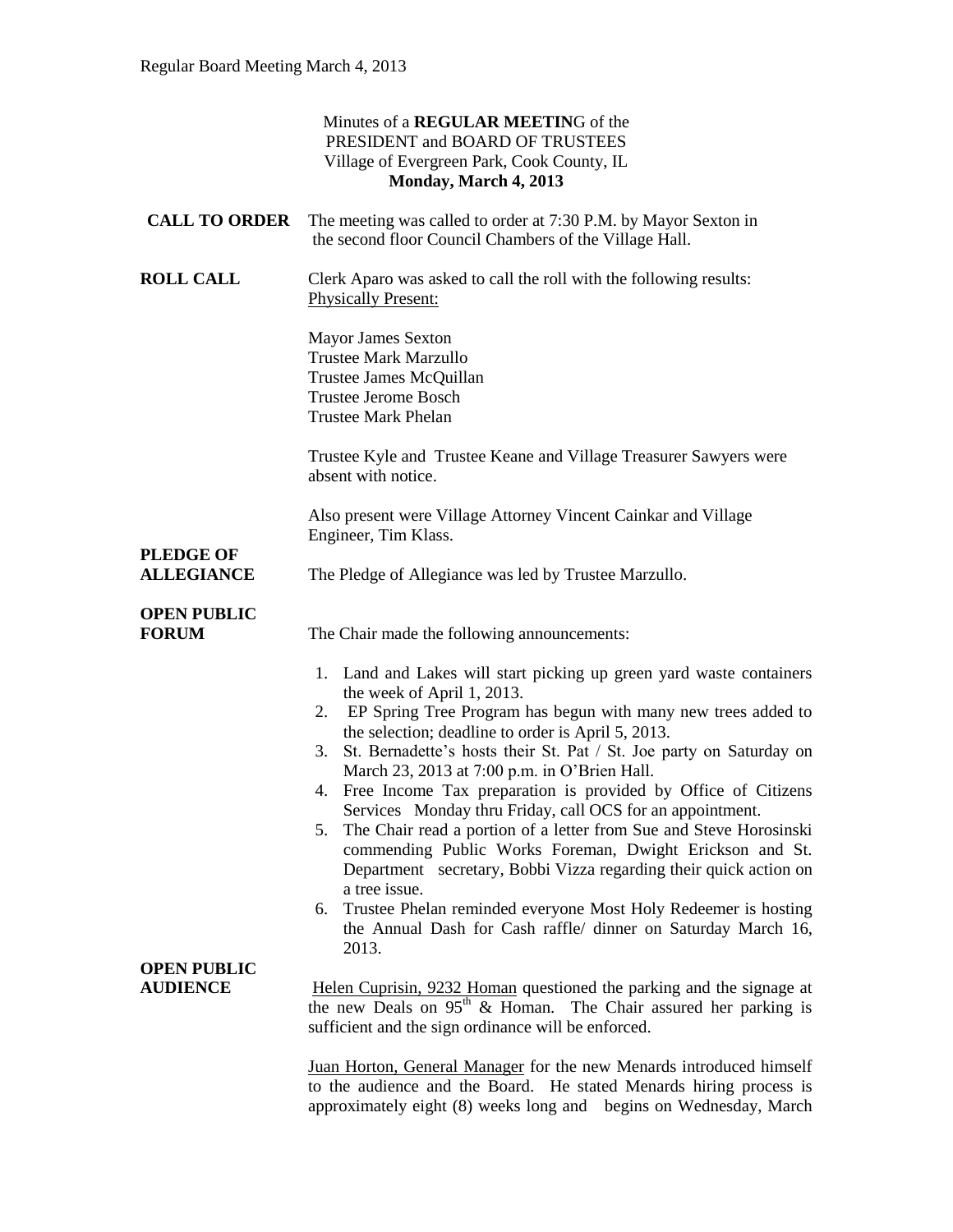Minutes of a **REGULAR MEETIN**G of the
PRESIDENT and BOARD OF TRUSTEES
Village of Evergreen Park, Cook County, IL
**Monday, March 4, 2013**

**CALL TO ORDER** The meeting was called to order at 7:30 P.M. by Mayor Sexton in the second floor Council Chambers of the Village Hall.

**ROLL CALL** Clerk Aparo was asked to call the roll with the following results:
Physically Present:

Mayor James Sexton
Trustee Mark Marzullo
Trustee James McQuillan
Trustee Jerome Bosch
Trustee Mark Phelan

Trustee Kyle and Trustee Keane and Village Treasurer Sawyers were absent with notice.

Also present were Village Attorney Vincent Cainkar and Village Engineer, Tim Klass.

**PLEDGE OF ALLEGIANCE** The Pledge of Allegiance was led by Trustee Marzullo.

**OPEN PUBLIC FORUM** The Chair made the following announcements:

1. Land and Lakes will start picking up green yard waste containers the week of April 1, 2013.
2. EP Spring Tree Program has begun with many new trees added to the selection; deadline to order is April 5, 2013.
3. St. Bernadette's hosts their St. Pat / St. Joe party on Saturday on March 23, 2013 at 7:00 p.m. in O'Brien Hall.
4. Free Income Tax preparation is provided by Office of Citizens Services Monday thru Friday, call OCS for an appointment.
5. The Chair read a portion of a letter from Sue and Steve Horosinski commending Public Works Foreman, Dwight Erickson and St. Department secretary, Bobbi Vizza regarding their quick action on a tree issue.
6. Trustee Phelan reminded everyone Most Holy Redeemer is hosting the Annual Dash for Cash raffle/ dinner on Saturday March 16, 2013.

**OPEN PUBLIC AUDIENCE** Helen Cuprisin, 9232 Homan questioned the parking and the signage at the new Deals on 95th & Homan. The Chair assured her parking is sufficient and the sign ordinance will be enforced.

Juan Horton, General Manager for the new Menards introduced himself to the audience and the Board. He stated Menards hiring process is approximately eight (8) weeks long and begins on Wednesday, March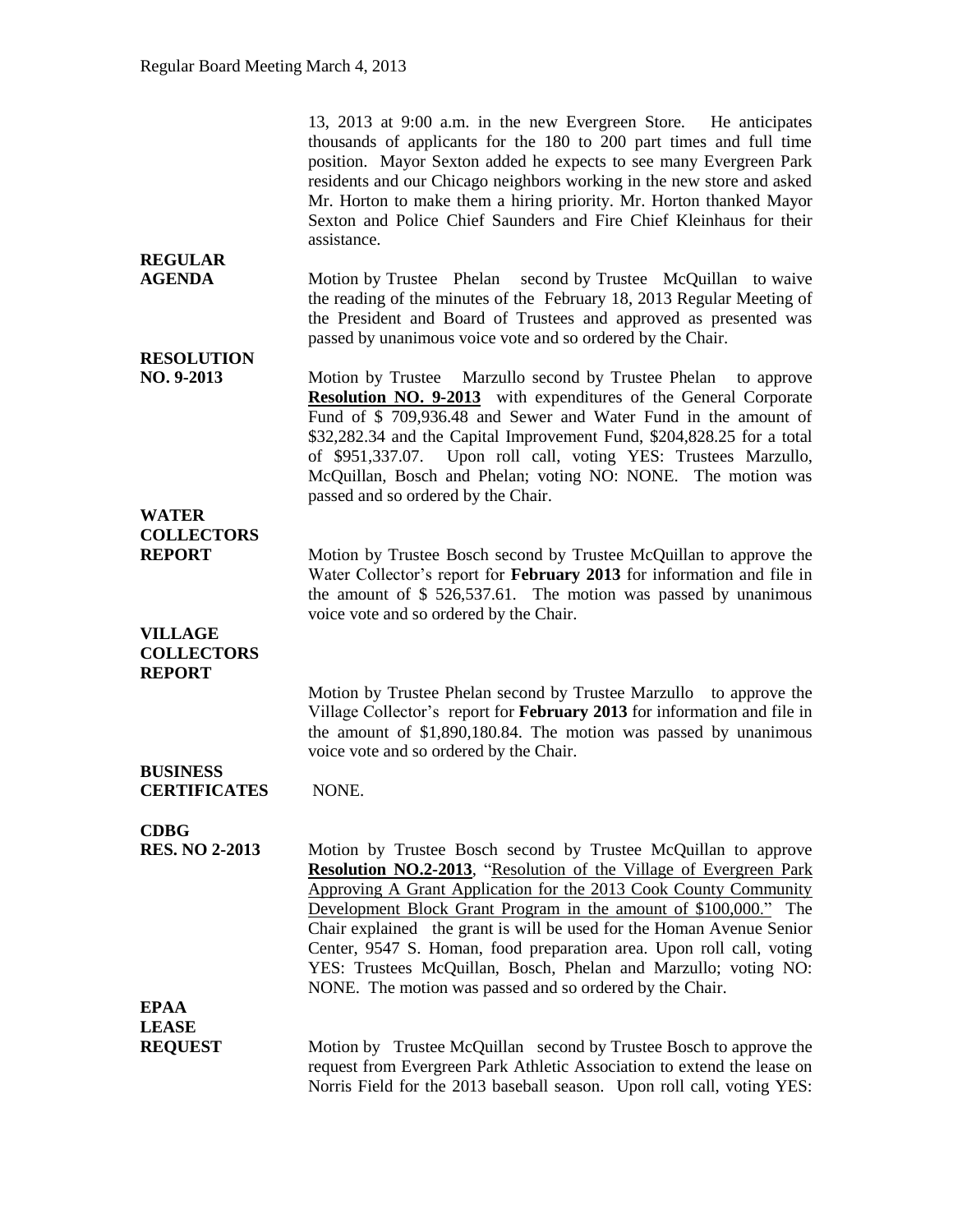13, 2013 at 9:00 a.m. in the new Evergreen Store. He anticipates thousands of applicants for the 180 to 200 part times and full time position. Mayor Sexton added he expects to see many Evergreen Park residents and our Chicago neighbors working in the new store and asked Mr. Horton to make them a hiring priority. Mr. Horton thanked Mayor Sexton and Police Chief Saunders and Fire Chief Kleinhaus for their assistance.

**REGULAR AGENDA**

Motion by Trustee Phelan second by Trustee McQuillan to waive the reading of the minutes of the February 18, 2013 Regular Meeting of the President and Board of Trustees and approved as presented was passed by unanimous voice vote and so ordered by the Chair.

**RESOLUTION NO. 9-2013**

Motion by Trustee Marzullo second by Trustee Phelan to approve **Resolution NO. 9-2013** with expenditures of the General Corporate Fund of $ 709,936.48 and Sewer and Water Fund in the amount of $32,282.34 and the Capital Improvement Fund, $204,828.25 for a total of $951,337.07. Upon roll call, voting YES: Trustees Marzullo, McQuillan, Bosch and Phelan; voting NO: NONE. The motion was passed and so ordered by the Chair.

**WATER COLLECTORS REPORT**

Motion by Trustee Bosch second by Trustee McQuillan to approve the Water Collector's report for **February 2013** for information and file in the amount of $ 526,537.61. The motion was passed by unanimous voice vote and so ordered by the Chair.

**VILLAGE COLLECTORS REPORT**

Motion by Trustee Phelan second by Trustee Marzullo to approve the Village Collector's report for **February 2013** for information and file in the amount of $1,890,180.84. The motion was passed by unanimous voice vote and so ordered by the Chair.

**BUSINESS CERTIFICATES**

NONE.

**CDBG RES. NO 2-2013**

Motion by Trustee Bosch second by Trustee McQuillan to approve **Resolution NO.2-2013**, "Resolution of the Village of Evergreen Park Approving A Grant Application for the 2013 Cook County Community Development Block Grant Program in the amount of $100,000." The Chair explained the grant is will be used for the Homan Avenue Senior Center, 9547 S. Homan, food preparation area. Upon roll call, voting YES: Trustees McQuillan, Bosch, Phelan and Marzullo; voting NO: NONE. The motion was passed and so ordered by the Chair.

**EPAA LEASE REQUEST**

Motion by Trustee McQuillan second by Trustee Bosch to approve the request from Evergreen Park Athletic Association to extend the lease on Norris Field for the 2013 baseball season. Upon roll call, voting YES: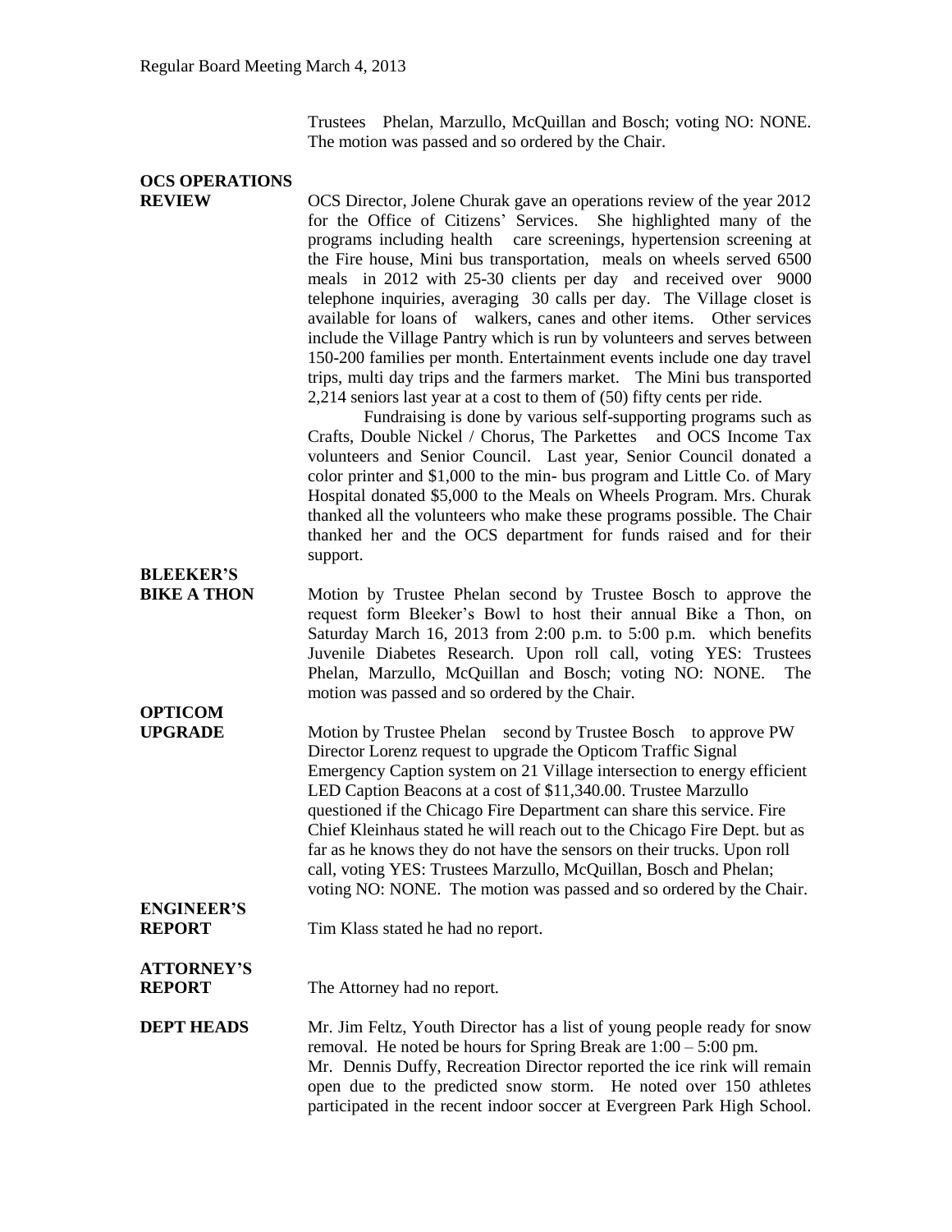Trustees Phelan, Marzullo, McQuillan and Bosch; voting NO: NONE. The motion was passed and so ordered by the Chair.

**OCS OPERATIONS REVIEW**

OCS Director, Jolene Churak gave an operations review of the year 2012 for the Office of Citizens' Services. She highlighted many of the programs including health care screenings, hypertension screening at the Fire house, Mini bus transportation, meals on wheels served 6500 meals in 2012 with 25-30 clients per day and received over 9000 telephone inquiries, averaging 30 calls per day. The Village closet is available for loans of walkers, canes and other items. Other services include the Village Pantry which is run by volunteers and serves between 150-200 families per month. Entertainment events include one day travel trips, multi day trips and the farmers market. The Mini bus transported 2,214 seniors last year at a cost to them of (50) fifty cents per ride.

Fundraising is done by various self-supporting programs such as Crafts, Double Nickel / Chorus, The Parkettes and OCS Income Tax volunteers and Senior Council. Last year, Senior Council donated a color printer and $1,000 to the min- bus program and Little Co. of Mary Hospital donated $5,000 to the Meals on Wheels Program. Mrs. Churak thanked all the volunteers who make these programs possible. The Chair thanked her and the OCS department for funds raised and for their support.

**BLEEKER'S BIKE A THON**

Motion by Trustee Phelan second by Trustee Bosch to approve the request form Bleeker's Bowl to host their annual Bike a Thon, on Saturday March 16, 2013 from 2:00 p.m. to 5:00 p.m. which benefits Juvenile Diabetes Research. Upon roll call, voting YES: Trustees Phelan, Marzullo, McQuillan and Bosch; voting NO: NONE. The motion was passed and so ordered by the Chair.

**OPTICOM UPGRADE**

Motion by Trustee Phelan second by Trustee Bosch to approve PW Director Lorenz request to upgrade the Opticom Traffic Signal Emergency Caption system on 21 Village intersection to energy efficient LED Caption Beacons at a cost of $11,340.00. Trustee Marzullo questioned if the Chicago Fire Department can share this service. Fire Chief Kleinhaus stated he will reach out to the Chicago Fire Dept. but as far as he knows they do not have the sensors on their trucks. Upon roll call, voting YES: Trustees Marzullo, McQuillan, Bosch and Phelan; voting NO: NONE. The motion was passed and so ordered by the Chair.

**ENGINEER'S REPORT**

Tim Klass stated he had no report.

**ATTORNEY'S REPORT**

The Attorney had no report.

**DEPT HEADS**

Mr. Jim Feltz, Youth Director has a list of young people ready for snow removal. He noted be hours for Spring Break are 1:00 – 5:00 pm.
Mr. Dennis Duffy, Recreation Director reported the ice rink will remain open due to the predicted snow storm. He noted over 150 athletes participated in the recent indoor soccer at Evergreen Park High School.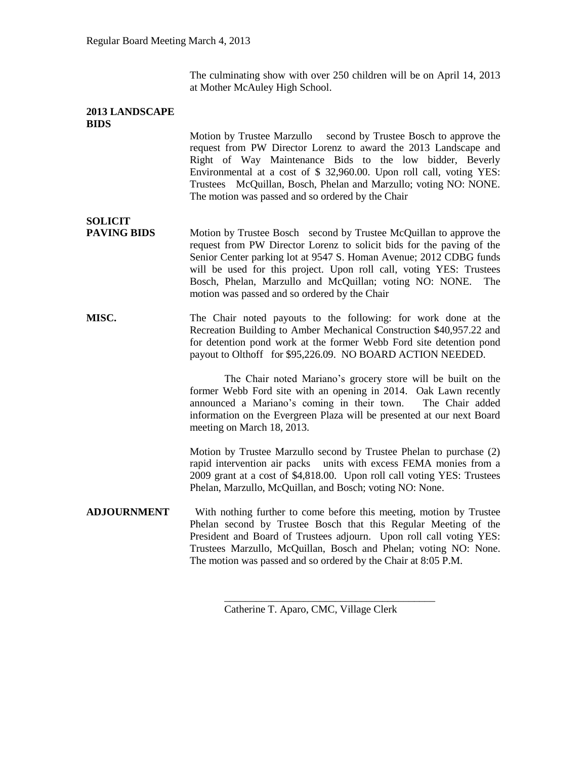The culminating show with over 250 children will be on April 14, 2013 at Mother McAuley High School.

**2013 LANDSCAPE BIDS**

Motion by Trustee Marzullo second by Trustee Bosch to approve the request from PW Director Lorenz to award the 2013 Landscape and Right of Way Maintenance Bids to the low bidder, Beverly Environmental at a cost of $ 32,960.00. Upon roll call, voting YES: Trustees McQuillan, Bosch, Phelan and Marzullo; voting NO: NONE. The motion was passed and so ordered by the Chair

**SOLICIT PAVING BIDS**

Motion by Trustee Bosch second by Trustee McQuillan to approve the request from PW Director Lorenz to solicit bids for the paving of the Senior Center parking lot at 9547 S. Homan Avenue; 2012 CDBG funds will be used for this project. Upon roll call, voting YES: Trustees Bosch, Phelan, Marzullo and McQuillan; voting NO: NONE. The motion was passed and so ordered by the Chair

**MISC.**

The Chair noted payouts to the following: for work done at the Recreation Building to Amber Mechanical Construction $40,957.22 and for detention pond work at the former Webb Ford site detention pond payout to Olthoff for $95,226.09. NO BOARD ACTION NEEDED.

The Chair noted Mariano's grocery store will be built on the former Webb Ford site with an opening in 2014. Oak Lawn recently announced a Mariano's coming in their town. The Chair added information on the Evergreen Plaza will be presented at our next Board meeting on March 18, 2013.

Motion by Trustee Marzullo second by Trustee Phelan to purchase (2) rapid intervention air packs units with excess FEMA monies from a 2009 grant at a cost of $4,818.00. Upon roll call voting YES: Trustees Phelan, Marzullo, McQuillan, and Bosch; voting NO: None.

**ADJOURNMENT**

With nothing further to come before this meeting, motion by Trustee Phelan second by Trustee Bosch that this Regular Meeting of the President and Board of Trustees adjourn. Upon roll call voting YES: Trustees Marzullo, McQuillan, Bosch and Phelan; voting NO: None. The motion was passed and so ordered by the Chair at 8:05 P.M.

\_\_\_\_\_\_\_\_\_\_\_\_\_\_\_\_\_\_\_\_\_\_\_\_\_\_\_\_\_\_\_\_\_\_\_\_\_\_\_\_

Catherine T. Aparo, CMC, Village Clerk